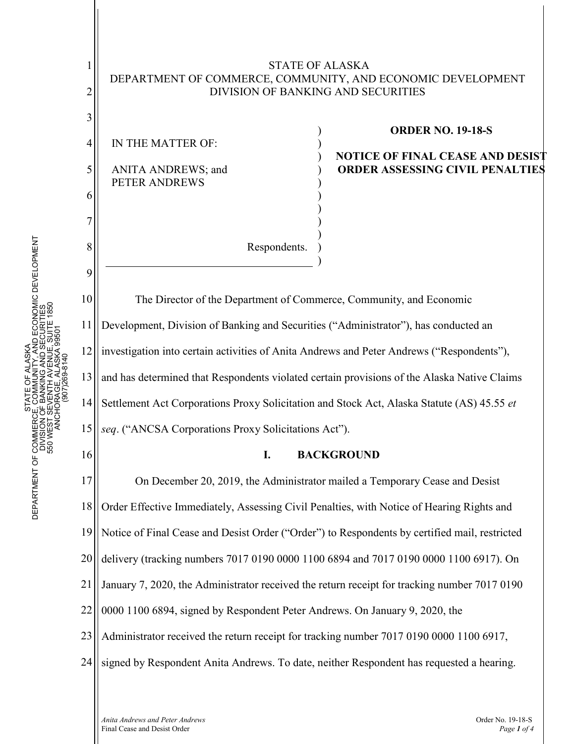STATE OF ALASKA
DEPARTMENT OF COMMERCE, COMMUNITY, AND ECONOMIC DEVELOPMENT
DIVISION OF BANKING AND SECURITIES

IN THE MATTER OF:

ANITA ANDREWS; and
PETER ANDREWS

Respondents.

**ORDER NO. 19-18-S**

**NOTICE OF FINAL CEASE AND DESIST ORDER ASSESSING CIVIL PENALTIES**

The Director of the Department of Commerce, Community, and Economic Development, Division of Banking and Securities ("Administrator"), has conducted an investigation into certain activities of Anita Andrews and Peter Andrews ("Respondents"), and has determined that Respondents violated certain provisions of the Alaska Native Claims Settlement Act Corporations Proxy Solicitation and Stock Act, Alaska Statute (AS) 45.55 *et seq*. ("ANCSA Corporations Proxy Solicitations Act").

## I. BACKGROUND

On December 20, 2019, the Administrator mailed a Temporary Cease and Desist Order Effective Immediately, Assessing Civil Penalties, with Notice of Hearing Rights and Notice of Final Cease and Desist Order ("Order") to Respondents by certified mail, restricted delivery (tracking numbers 7017 0190 0000 1100 6894 and 7017 0190 0000 1100 6917). On January 7, 2020, the Administrator received the return receipt for tracking number 7017 0190 0000 1100 6894, signed by Respondent Peter Andrews. On January 9, 2020, the Administrator received the return receipt for tracking number 7017 0190 0000 1100 6917, signed by Respondent Anita Andrews. To date, neither Respondent has requested a hearing.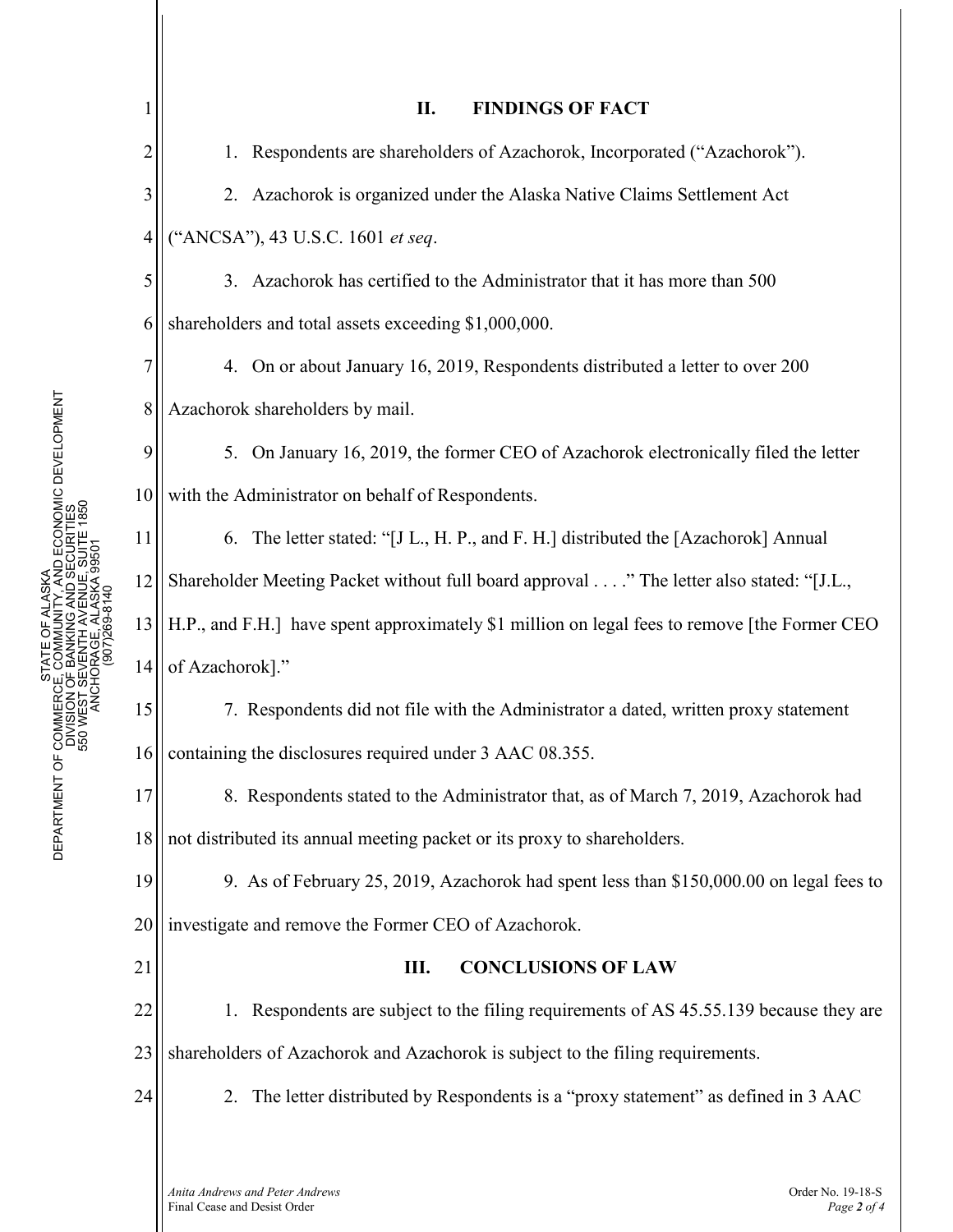## II. FINDINGS OF FACT

1. Respondents are shareholders of Azachorok, Incorporated ("Azachorok").

2. Azachorok is organized under the Alaska Native Claims Settlement Act ("ANCSA"), 43 U.S.C. 1601 *et seq*.

3. Azachorok has certified to the Administrator that it has more than 500 shareholders and total assets exceeding $1,000,000.

4. On or about January 16, 2019, Respondents distributed a letter to over 200 Azachorok shareholders by mail.

5. On January 16, 2019, the former CEO of Azachorok electronically filed the letter with the Administrator on behalf of Respondents.

6. The letter stated: "[J L., H. P., and F. H.] distributed the [Azachorok] Annual Shareholder Meeting Packet without full board approval . . . ." The letter also stated: "[J.L., H.P., and F.H.] have spent approximately $1 million on legal fees to remove [the Former CEO of Azachorok]."

7. Respondents did not file with the Administrator a dated, written proxy statement containing the disclosures required under 3 AAC 08.355.

8. Respondents stated to the Administrator that, as of March 7, 2019, Azachorok had not distributed its annual meeting packet or its proxy to shareholders.

9. As of February 25, 2019, Azachorok had spent less than $150,000.00 on legal fees to investigate and remove the Former CEO of Azachorok.

## III. CONCLUSIONS OF LAW

1. Respondents are subject to the filing requirements of AS 45.55.139 because they are shareholders of Azachorok and Azachorok is subject to the filing requirements.

2. The letter distributed by Respondents is a "proxy statement" as defined in 3 AAC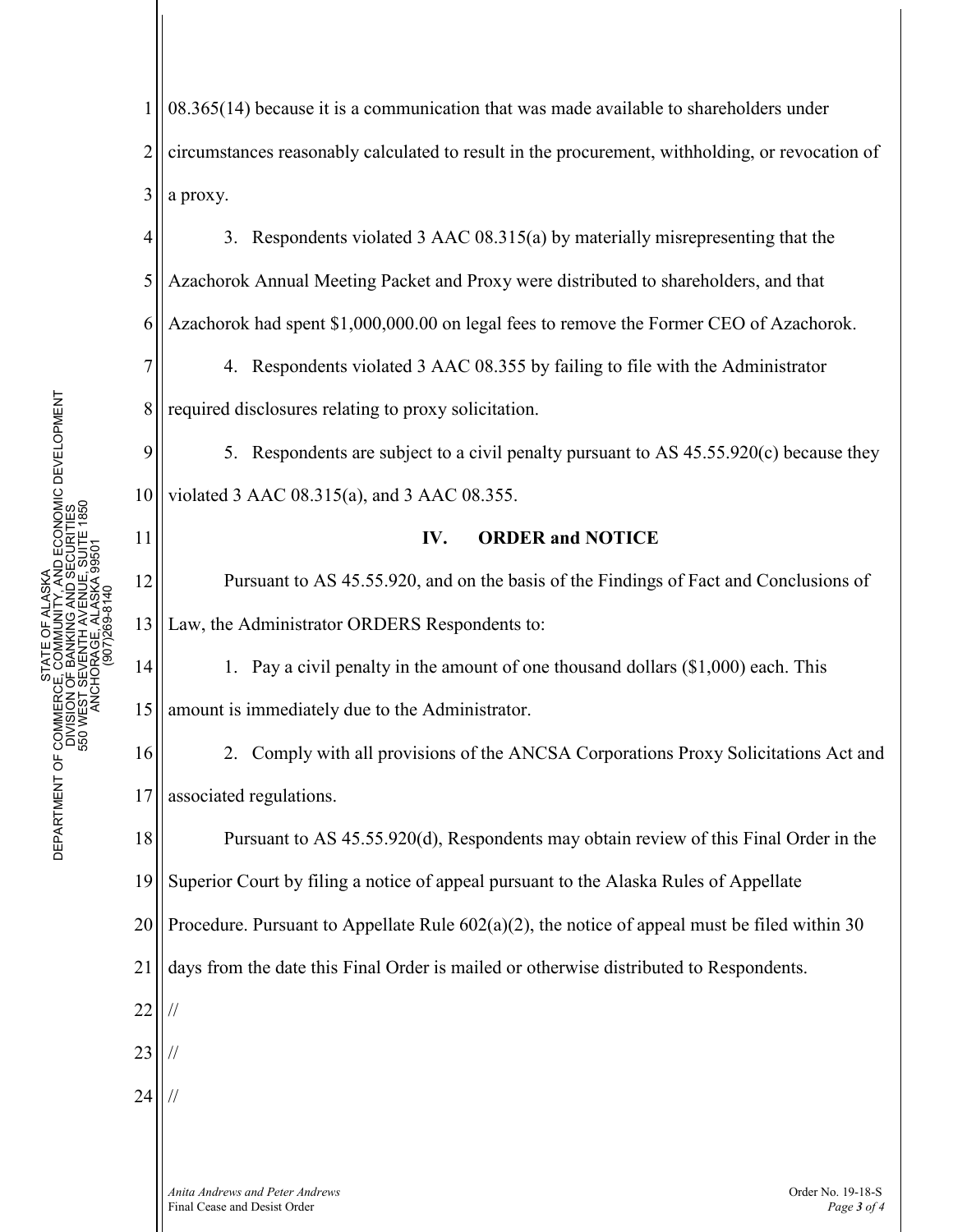08.365(14) because it is a communication that was made available to shareholders under circumstances reasonably calculated to result in the procurement, withholding, or revocation of a proxy.

3. Respondents violated 3 AAC 08.315(a) by materially misrepresenting that the Azachorok Annual Meeting Packet and Proxy were distributed to shareholders, and that Azachorok had spent $1,000,000.00 on legal fees to remove the Former CEO of Azachorok.

4. Respondents violated 3 AAC 08.355 by failing to file with the Administrator required disclosures relating to proxy solicitation.

5. Respondents are subject to a civil penalty pursuant to AS 45.55.920(c) because they violated 3 AAC 08.315(a), and 3 AAC 08.355.

## IV. ORDER and NOTICE

Pursuant to AS 45.55.920, and on the basis of the Findings of Fact and Conclusions of Law, the Administrator ORDERS Respondents to:

1. Pay a civil penalty in the amount of one thousand dollars ($1,000) each. This amount is immediately due to the Administrator.

2. Comply with all provisions of the ANCSA Corporations Proxy Solicitations Act and associated regulations.

Pursuant to AS 45.55.920(d), Respondents may obtain review of this Final Order in the Superior Court by filing a notice of appeal pursuant to the Alaska Rules of Appellate Procedure. Pursuant to Appellate Rule 602(a)(2), the notice of appeal must be filed within 30 days from the date this Final Order is mailed or otherwise distributed to Respondents.

//

//

//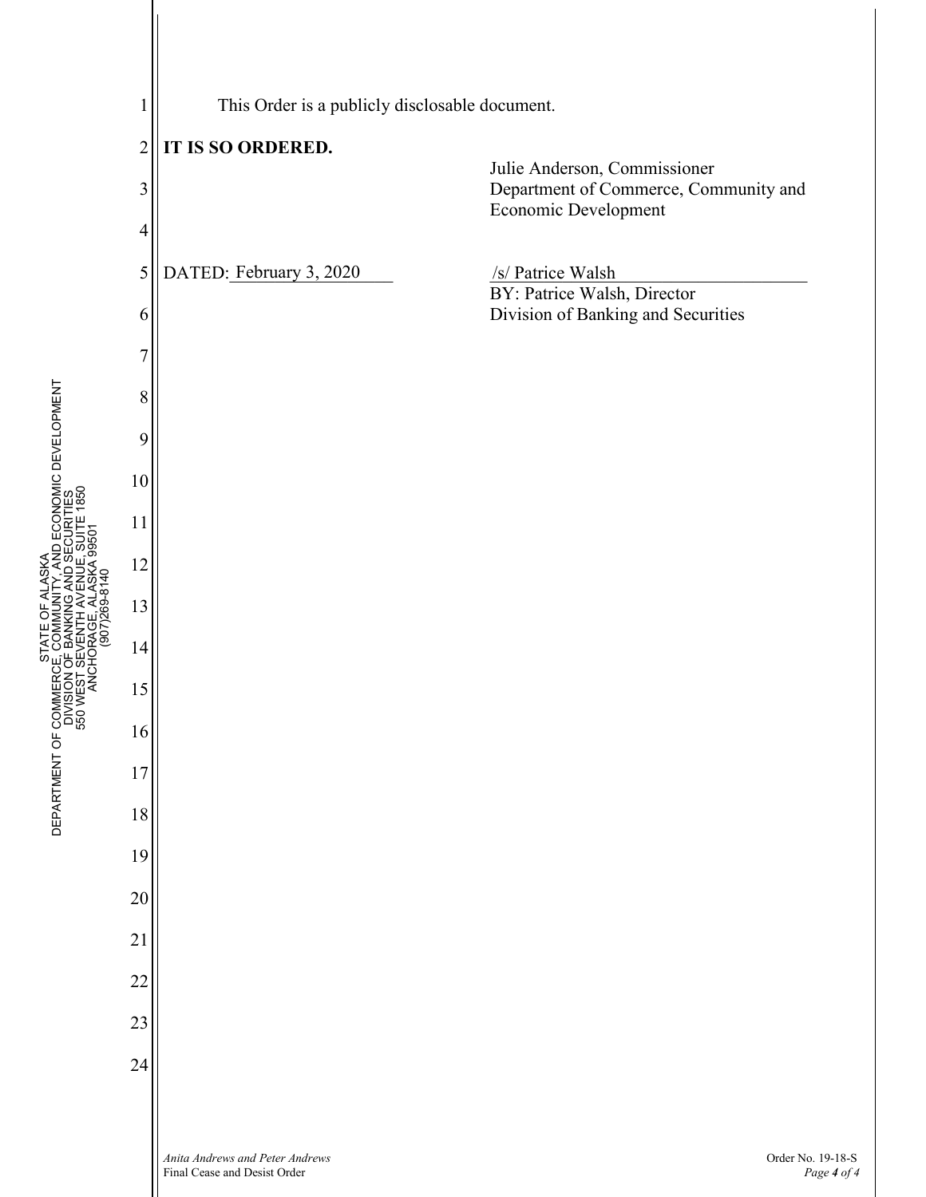This Order is a publicly disclosable document.

**IT IS SO ORDERED.**

Julie Anderson, Commissioner
Department of Commerce, Community and Economic Development

DATED: February 3, 2020

/s/ Patrice Walsh
BY: Patrice Walsh, Director
Division of Banking and Securities